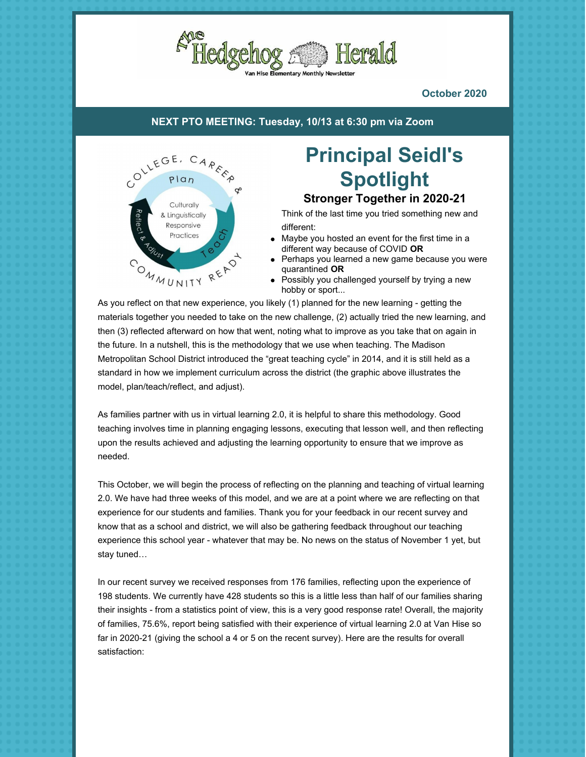# The Hedgehog Herald

Van Hise Elementary Monthly Newsletter

**October 2020**

**NEXT PTO MEETING: Tuesday, 10/13 at 6:30 pm via Zoom**

## Principal Seidl's Spotlight

### Stronger Together in 2020-21

Think of the last time you tried something new and different:

- Maybe you hosted an event for the first time in a different way because of COVID **OR**
- Perhaps you learned a new game because you were quarantined **OR**
- Possibly you challenged yourself by trying a new hobby or sport...

As you reflect on that new experience, you likely (1) planned for the new learning - getting the materials together you needed to take on the new challenge, (2) actually tried the new learning, and then (3) reflected afterward on how that went, noting what to improve as you take that on again in the future. In a nutshell, this is the methodology that we use when teaching. The Madison Metropolitan School District introduced the "great teaching cycle" in 2014, and it is still held as a standard in how we implement curriculum across the district (the graphic above illustrates the model, plan/teach/reflect, and adjust).

As families partner with us in virtual learning 2.0, it is helpful to share this methodology. Good teaching involves time in planning engaging lessons, executing that lesson well, and then reflecting upon the results achieved and adjusting the learning opportunity to ensure that we improve as needed.

This October, we will begin the process of reflecting on the planning and teaching of virtual learning 2.0. We have had three weeks of this model, and we are at a point where we are reflecting on that experience for our students and families. Thank you for your feedback in our recent survey and know that as a school and district, we will also be gathering feedback throughout our teaching experience this school year - whatever that may be. No news on the status of November 1 yet, but stay tuned…

In our recent survey we received responses from 176 families, reflecting upon the experience of 198 students. We currently have 428 students so this is a little less than half of our families sharing their insights - from a statistics point of view, this is a very good response rate! Overall, the majority of families, 75.6%, report being satisfied with their experience of virtual learning 2.0 at Van Hise so far in 2020-21 (giving the school a 4 or 5 on the recent survey). Here are the results for overall satisfaction: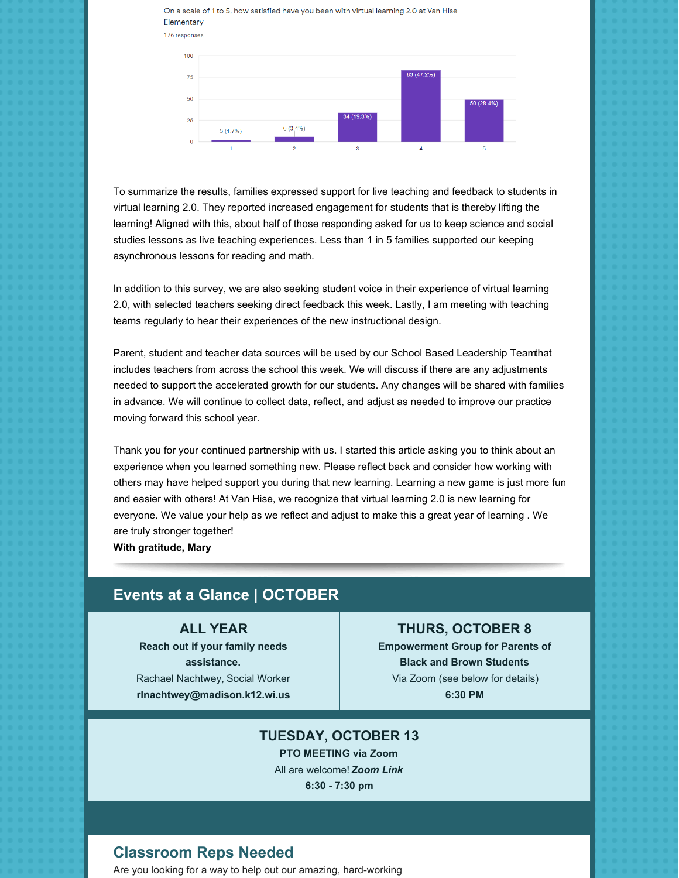On a scale of 1 to 5, how satisfied have you been with virtual learning 2.0 at Van Hise Elementary

176 responses

| Rating | Responses |
|---|---|
| 1 | 3 (1.7%) |
| 2 | 6 (3.4%) |
| 3 | 34 (19.3%) |
| 4 | 83 (47.2%) |
| 5 | 50 (28.4%) |

To summarize the results, families expressed support for live teaching and feedback to students in virtual learning 2.0. They reported increased engagement for students that is thereby lifting the learning! Aligned with this, about half of those responding asked for us to keep science and social studies lessons as live teaching experiences. Less than 1 in 5 families supported our keeping asynchronous lessons for reading and math.

In addition to this survey, we are also seeking student voice in their experience of virtual learning 2.0, with selected teachers seeking direct feedback this week. Lastly, I am meeting with teaching teams regularly to hear their experiences of the new instructional design.

Parent, student and teacher data sources will be used by our School Based Leadership Teamthat includes teachers from across the school this week. We will discuss if there are any adjustments needed to support the accelerated growth for our students. Any changes will be shared with families in advance. We will continue to collect data, reflect, and adjust as needed to improve our practice moving forward this school year.

Thank you for your continued partnership with us. I started this article asking you to think about an experience when you learned something new. Please reflect back and consider how working with others may have helped support you during that new learning. Learning a new game is just more fun and easier with others! At Van Hise, we recognize that virtual learning 2.0 is new learning for everyone. We value your help as we reflect and adjust to make this a great year of learning . We are truly stronger together!

**With gratitude, Mary**

## Events at a Glance | OCTOBER

### ALL YEAR
**Reach out if your family needs assistance.**
Rachael Nachtwey, Social Worker
**rlnachtwey@madison.k12.wi.us**

### THURS, OCTOBER 8
**Empowerment Group for Parents of Black and Brown Students**
Via Zoom (see below for details)
**6:30 PM**

### TUESDAY, OCTOBER 13
**PTO MEETING via Zoom**
All are welcome! ***Zoom Link***
**6:30 - 7:30 pm**

## Classroom Reps Needed

Are you looking for a way to help out our amazing, hard-working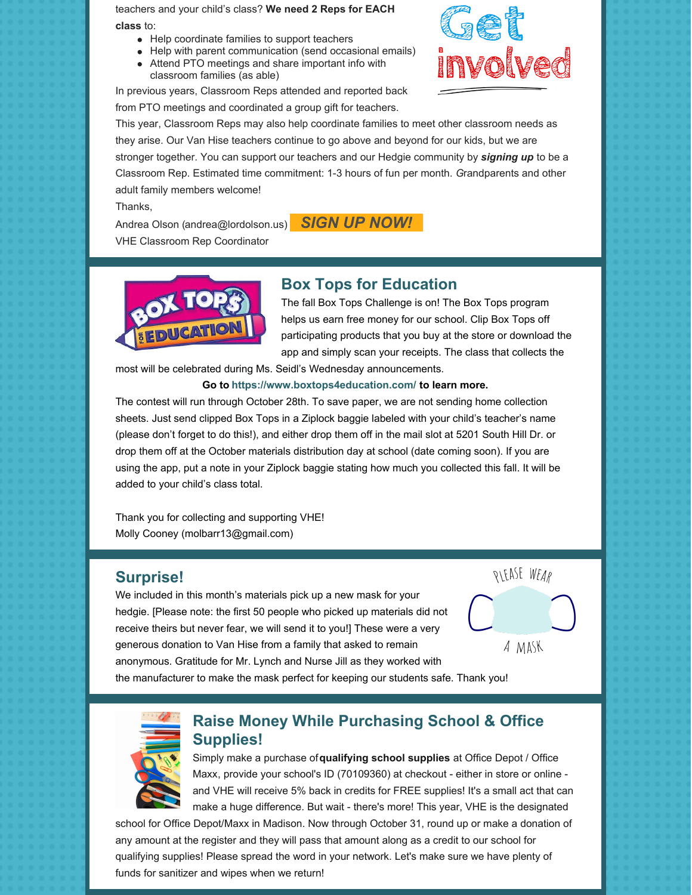teachers and your child's class? **We need 2 Reps for EACH class** to:

- Help coordinate families to support teachers
- Help with parent communication (send occasional emails)
- Attend PTO meetings and share important info with classroom families (as able)

In previous years, Classroom Reps attended and reported back from PTO meetings and coordinated a group gift for teachers. This year, Classroom Reps may also help coordinate families to meet other classroom needs as they arise. Our Van Hise teachers continue to go above and beyond for our kids, but we are stronger together. You can support our teachers and our Hedgie community by ***signing up*** to be a Classroom Rep. Estimated time commitment: 1-3 hours of fun per month. *G*randparents and other adult family members welcome!

Thanks,

Andrea Olson (andrea@lordolson.us)
VHE Classroom Rep Coordinator

**SIGN UP NOW!**

## Box Tops for Education

The fall Box Tops Challenge is on! The Box Tops program helps us earn free money for our school. Clip Box Tops off participating products that you buy at the store or download the app and simply scan your receipts. The class that collects the most will be celebrated during Ms. Seidl's Wednesday announcements.

**Go to https://www.boxtops4education.com/ to learn more.**

The contest will run through October 28th. To save paper, we are not sending home collection sheets. Just send clipped Box Tops in a Ziplock baggie labeled with your child's teacher's name (please don't forget to do this!), and either drop them off in the mail slot at 5201 South Hill Dr. or drop them off at the October materials distribution day at school (date coming soon). If you are using the app, put a note in your Ziplock baggie stating how much you collected this fall. It will be added to your child's class total.

Thank you for collecting and supporting VHE!
Molly Cooney (molbarr13@gmail.com)

## Surprise!

We included in this month's materials pick up a new mask for your hedgie. [Please note: the first 50 people who picked up materials did not receive theirs but never fear, we will send it to you!] These were a very generous donation to Van Hise from a family that asked to remain anonymous. Gratitude for Mr. Lynch and Nurse Jill as they worked with the manufacturer to make the mask perfect for keeping our students safe. Thank you!

## Raise Money While Purchasing School & Office Supplies!

Simply make a purchase of **qualifying school supplies** at Office Depot / Office Maxx, provide your school's ID (70109360) at checkout - either in store or online - and VHE will receive 5% back in credits for FREE supplies! It's a small act that can make a huge difference. But wait - there's more! This year, VHE is the designated school for Office Depot/Maxx in Madison. Now through October 31, round up or make a donation of any amount at the register and they will pass that amount along as a credit to our school for qualifying supplies! Please spread the word in your network. Let's make sure we have plenty of funds for sanitizer and wipes when we return!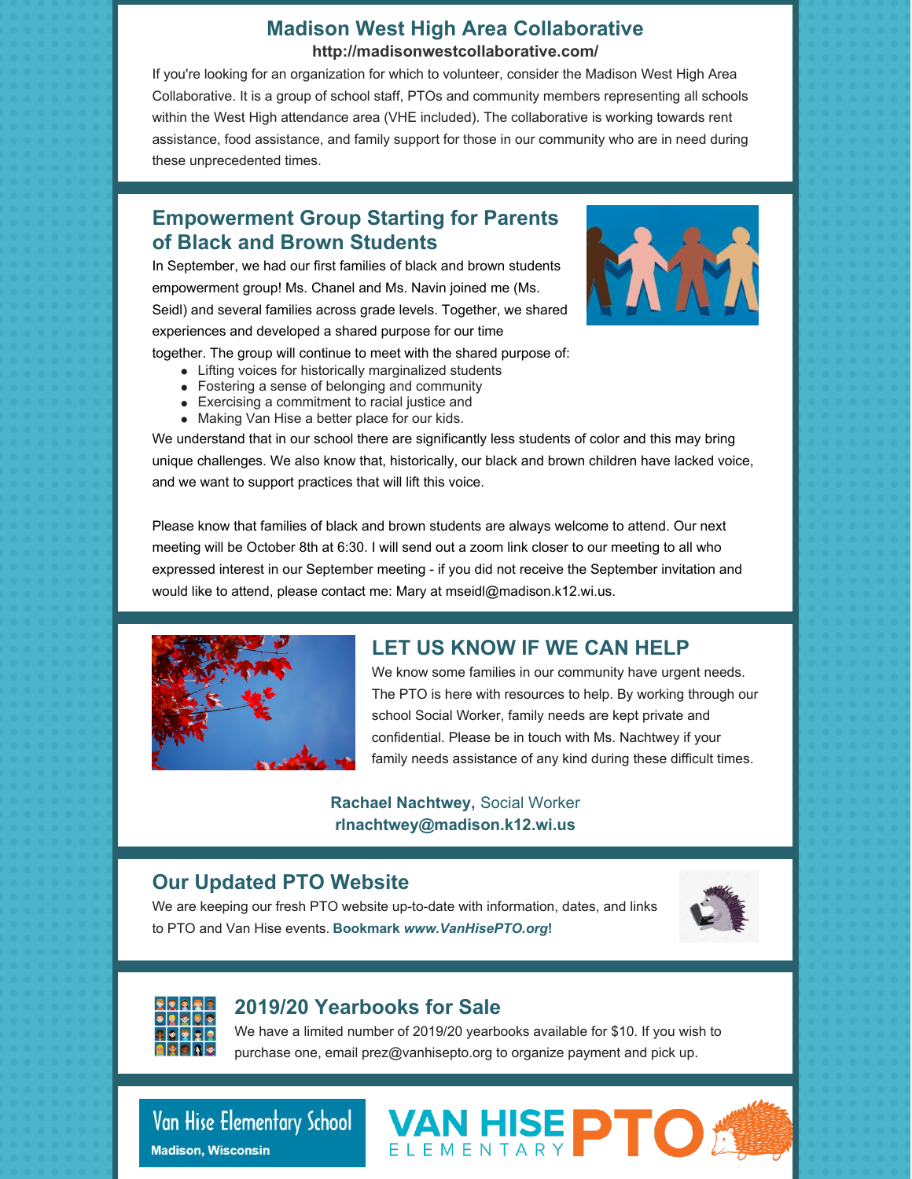## Madison West High Area Collaborative

**http://madisonwestcollaborative.com/**

If you're looking for an organization for which to volunteer, consider the Madison West High Area Collaborative. It is a group of school staff, PTOs and community members representing all schools within the West High attendance area (VHE included). The collaborative is working towards rent assistance, food assistance, and family support for those in our community who are in need during these unprecedented times.

## Empowerment Group Starting for Parents of Black and Brown Students

In September, we had our first families of black and brown students empowerment group! Ms. Chanel and Ms. Navin joined me (Ms. Seidl) and several families across grade levels. Together, we shared experiences and developed a shared purpose for our time together. The group will continue to meet with the shared purpose of:

- Lifting voices for historically marginalized students
- Fostering a sense of belonging and community
- Exercising a commitment to racial justice and
- Making Van Hise a better place for our kids.

We understand that in our school there are significantly less students of color and this may bring unique challenges. We also know that, historically, our black and brown children have lacked voice, and we want to support practices that will lift this voice.

Please know that families of black and brown students are always welcome to attend. Our next meeting will be October 8th at 6:30. I will send out a zoom link closer to our meeting to all who expressed interest in our September meeting - if you did not receive the September invitation and would like to attend, please contact me: Mary at mseidl@madison.k12.wi.us.

## LET US KNOW IF WE CAN HELP

We know some families in our community have urgent needs. The PTO is here with resources to help. By working through our school Social Worker, family needs are kept private and confidential. Please be in touch with Ms. Nachtwey if your family needs assistance of any kind during these difficult times.

**Rachael Nachtwey,** Social Worker
**rlnachtwey@madison.k12.wi.us**

## Our Updated PTO Website

We are keeping our fresh PTO website up-to-date with information, dates, and links to PTO and Van Hise events. **Bookmark *www.VanHisePTO.org*!**

## 2019/20 Yearbooks for Sale

We have a limited number of 2019/20 yearbooks available for $10. If you wish to purchase one, email prez@vanhisepto.org to organize payment and pick up.

Van Hise Elementary School
Madison, Wisconsin

VAN HISE ELEMENTARY PTO